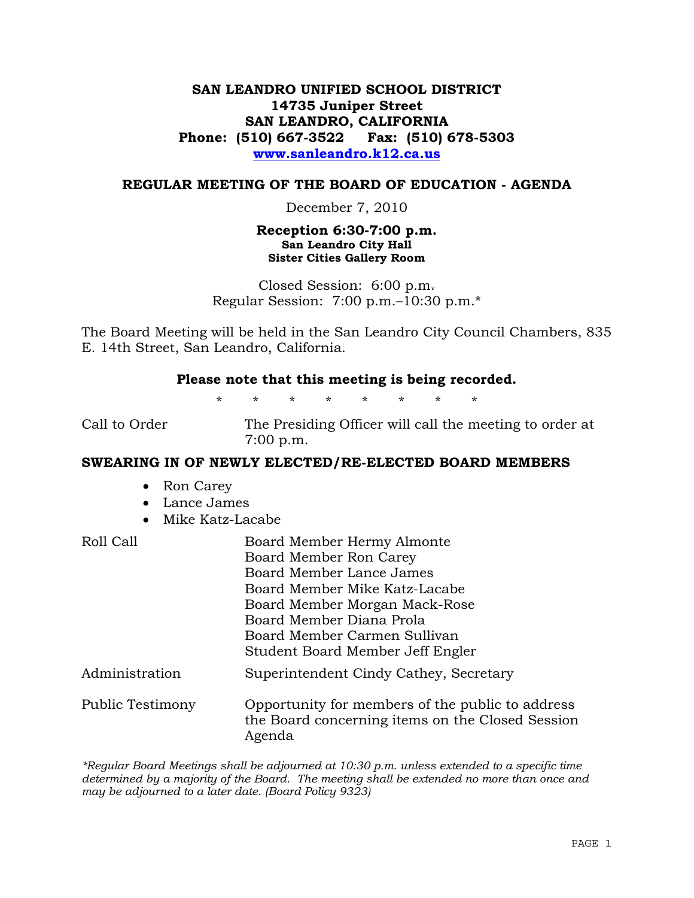**SAN LEANDRO UNIFIED SCHOOL DISTRICT**
**14735 Juniper Street**
**SAN LEANDRO, CALIFORNIA**
**Phone: (510) 667-3522 Fax: (510) 678-5303**
**www.sanleandro.k12.ca.us**

## REGULAR MEETING OF THE BOARD OF EDUCATION - AGENDA

December 7, 2010

**Reception 6:30-7:00 p.m.**
**San Leandro City Hall**
**Sister Cities Gallery Room**

Closed Session: 6:00 p.m.
Regular Session: 7:00 p.m.–10:30 p.m.*

The Board Meeting will be held in the San Leandro City Council Chambers, 835 E. 14th Street, San Leandro, California.

**Please note that this meeting is being recorded.**

\* \* \* \* \* \* \* \*

Call to Order — The Presiding Officer will call the meeting to order at 7:00 p.m.

### SWEARING IN OF NEWLY ELECTED/RE-ELECTED BOARD MEMBERS

- Ron Carey
- Lance James
- Mike Katz-Lacabe

Roll Call — Board Member Hermy Almonte
Board Member Ron Carey
Board Member Lance James
Board Member Mike Katz-Lacabe
Board Member Morgan Mack-Rose
Board Member Diana Prola
Board Member Carmen Sullivan
Student Board Member Jeff Engler

Administration — Superintendent Cindy Cathey, Secretary

Public Testimony — Opportunity for members of the public to address the Board concerning items on the Closed Session Agenda

*\*Regular Board Meetings shall be adjourned at 10:30 p.m. unless extended to a specific time determined by a majority of the Board. The meeting shall be extended no more than once and may be adjourned to a later date. (Board Policy 9323)*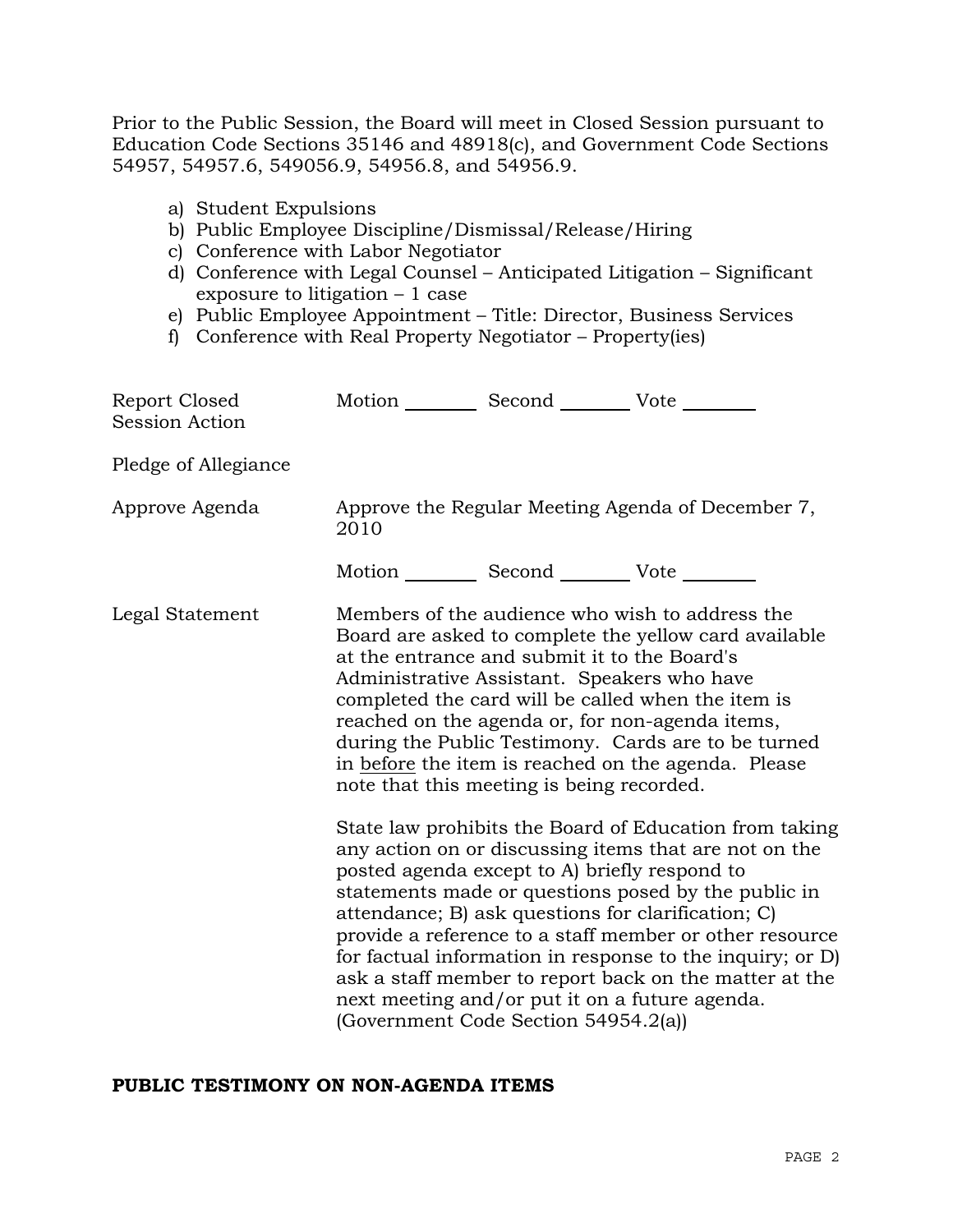Prior to the Public Session, the Board will meet in Closed Session pursuant to Education Code Sections 35146 and 48918(c), and Government Code Sections 54957, 54957.6, 549056.9, 54956.8, and 54956.9.

a) Student Expulsions
b) Public Employee Discipline/Dismissal/Release/Hiring
c) Conference with Labor Negotiator
d) Conference with Legal Counsel – Anticipated Litigation – Significant exposure to litigation – 1 case
e) Public Employee Appointment – Title: Director, Business Services
f) Conference with Real Property Negotiator – Property(ies)

Report Closed Session Action — Motion ________ Second ________ Vote ________

Pledge of Allegiance

Approve Agenda — Approve the Regular Meeting Agenda of December 7, 2010

Motion ________ Second ________ Vote ________

Legal Statement — Members of the audience who wish to address the Board are asked to complete the yellow card available at the entrance and submit it to the Board's Administrative Assistant. Speakers who have completed the card will be called when the item is reached on the agenda or, for non-agenda items, during the Public Testimony. Cards are to be turned in before the item is reached on the agenda. Please note that this meeting is being recorded.

State law prohibits the Board of Education from taking any action on or discussing items that are not on the posted agenda except to A) briefly respond to statements made or questions posed by the public in attendance; B) ask questions for clarification; C) provide a reference to a staff member or other resource for factual information in response to the inquiry; or D) ask a staff member to report back on the matter at the next meeting and/or put it on a future agenda. (Government Code Section 54954.2(a))

**PUBLIC TESTIMONY ON NON-AGENDA ITEMS**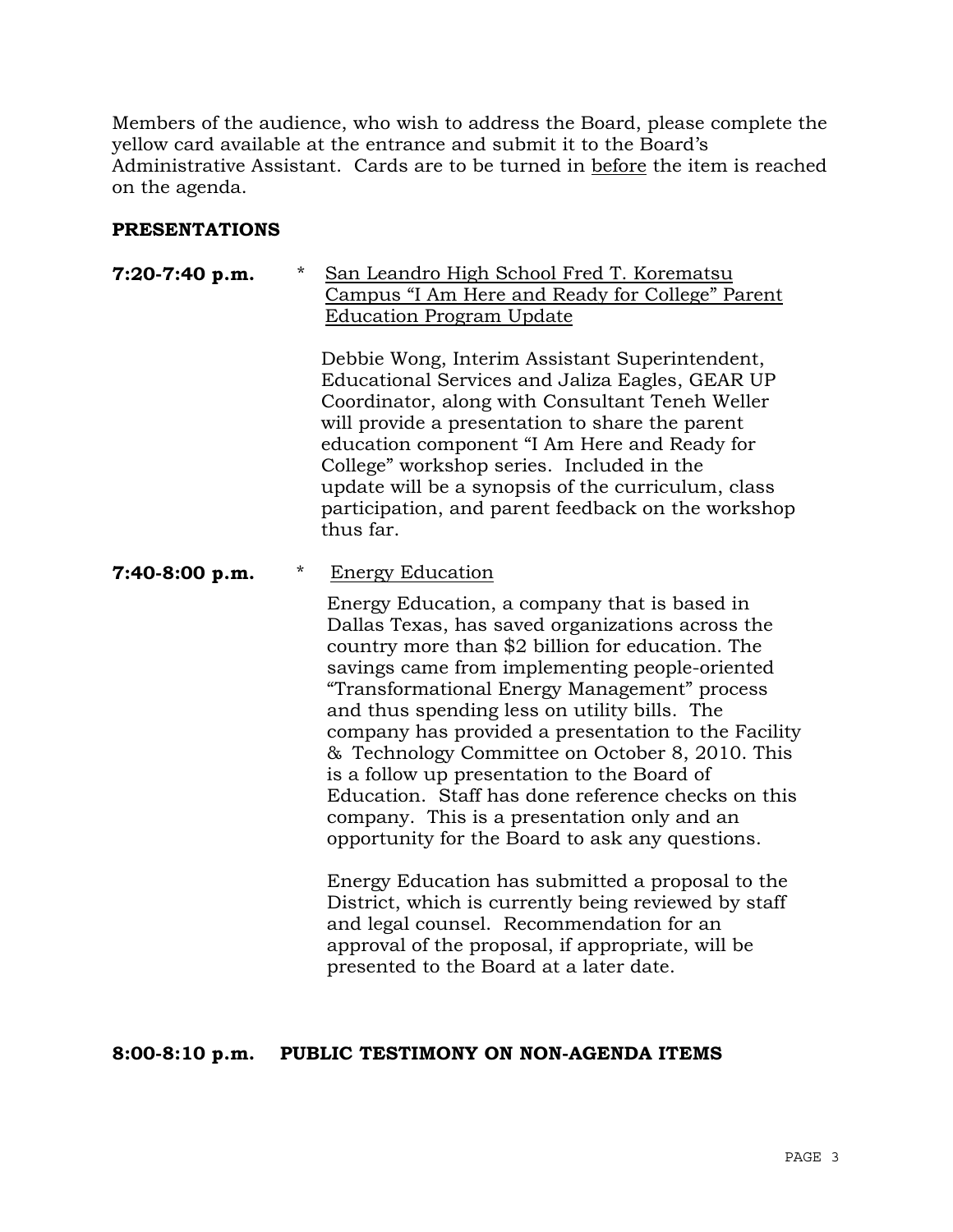Members of the audience, who wish to address the Board, please complete the yellow card available at the entrance and submit it to the Board's Administrative Assistant. Cards are to be turned in before the item is reached on the agenda.

**PRESENTATIONS**

**7:20-7:40 p.m.** * San Leandro High School Fred T. Korematsu Campus "I Am Here and Ready for College" Parent Education Program Update

Debbie Wong, Interim Assistant Superintendent, Educational Services and Jaliza Eagles, GEAR UP Coordinator, along with Consultant Teneh Weller will provide a presentation to share the parent education component "I Am Here and Ready for College" workshop series. Included in the update will be a synopsis of the curriculum, class participation, and parent feedback on the workshop thus far.

**7:40-8:00 p.m.** * Energy Education

Energy Education, a company that is based in Dallas Texas, has saved organizations across the country more than $2 billion for education. The savings came from implementing people-oriented "Transformational Energy Management" process and thus spending less on utility bills. The company has provided a presentation to the Facility & Technology Committee on October 8, 2010. This is a follow up presentation to the Board of Education. Staff has done reference checks on this company. This is a presentation only and an opportunity for the Board to ask any questions.

Energy Education has submitted a proposal to the District, which is currently being reviewed by staff and legal counsel. Recommendation for an approval of the proposal, if appropriate, will be presented to the Board at a later date.

**8:00-8:10 p.m. PUBLIC TESTIMONY ON NON-AGENDA ITEMS**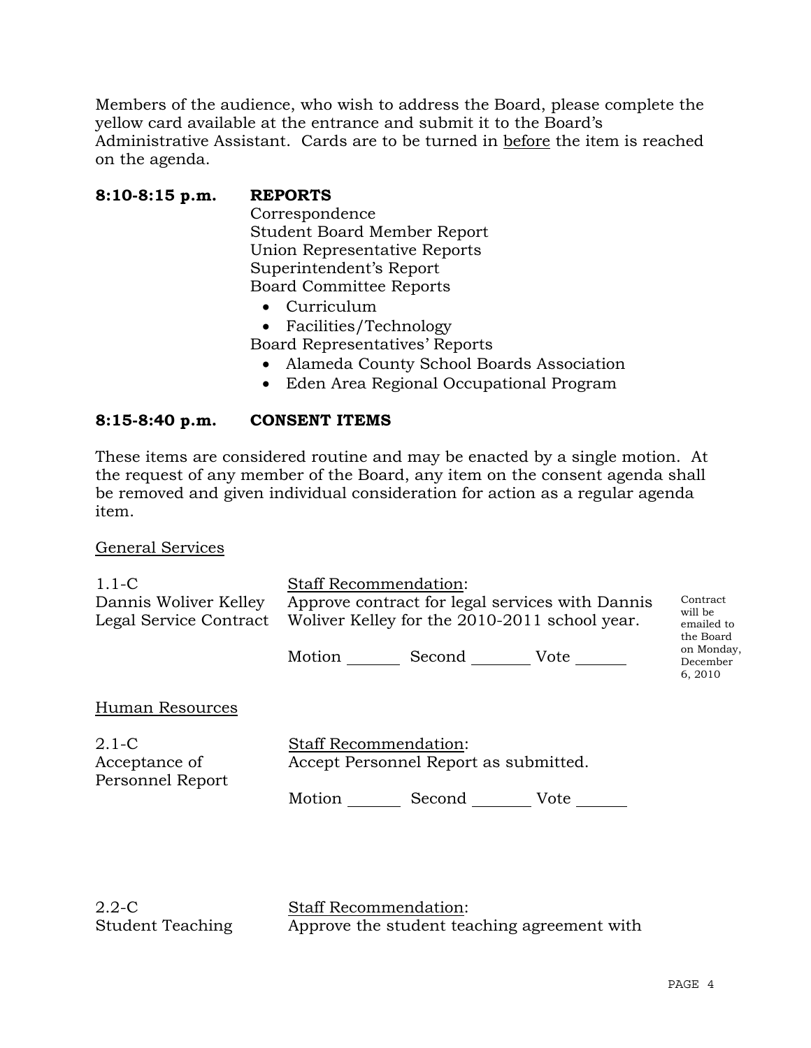Members of the audience, who wish to address the Board, please complete the yellow card available at the entrance and submit it to the Board's Administrative Assistant. Cards are to be turned in before the item is reached on the agenda.

**8:10-8:15 p.m.** **REPORTS**

Correspondence
Student Board Member Report
Union Representative Reports
Superintendent's Report
Board Committee Reports

- Curriculum
- Facilities/Technology

Board Representatives' Reports

- Alameda County School Boards Association
- Eden Area Regional Occupational Program

**8:15-8:40 p.m.** **CONSENT ITEMS**

These items are considered routine and may be enacted by a single motion. At the request of any member of the Board, any item on the consent agenda shall be removed and given individual consideration for action as a regular agenda item.

General Services

1.1-C
Dannis Woliver Kelley
Legal Service Contract

Staff Recommendation:
Approve contract for legal services with Dannis Woliver Kelley for the 2010-2011 school year.

Motion _______ Second _______ Vote _______

Contract will be emailed to the Board on Monday, December 6, 2010

Human Resources

2.1-C
Acceptance of
Personnel Report

Staff Recommendation:
Accept Personnel Report as submitted.

Motion _______ Second _______ Vote _______

2.2-C
Student Teaching

Staff Recommendation:
Approve the student teaching agreement with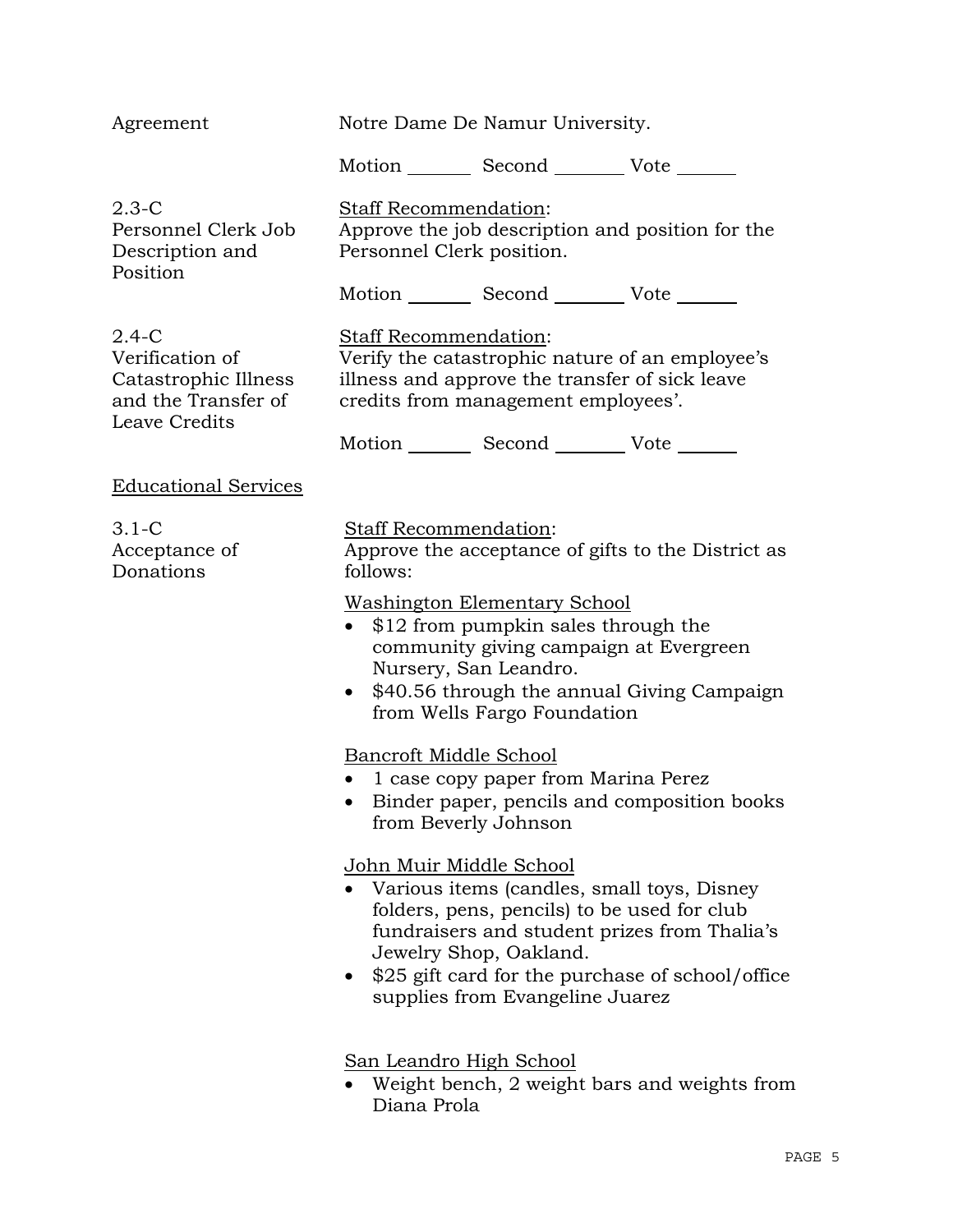Agreement

Notre Dame De Namur University.

Motion _______ Second _______ Vote _______

2.3-C
Personnel Clerk Job Description and Position

Staff Recommendation:
Approve the job description and position for the Personnel Clerk position.

Motion _______ Second _______ Vote _______

2.4-C
Verification of Catastrophic Illness and the Transfer of Leave Credits

Staff Recommendation:
Verify the catastrophic nature of an employee's illness and approve the transfer of sick leave credits from management employees'.

Motion _______ Second _______ Vote _______

## Educational Services

3.1-C
Acceptance of Donations

Staff Recommendation:
Approve the acceptance of gifts to the District as follows:

Washington Elementary School

- $12 from pumpkin sales through the community giving campaign at Evergreen Nursery, San Leandro.
- $40.56 through the annual Giving Campaign from Wells Fargo Foundation

Bancroft Middle School

- 1 case copy paper from Marina Perez
- Binder paper, pencils and composition books from Beverly Johnson

John Muir Middle School

- Various items (candles, small toys, Disney folders, pens, pencils) to be used for club fundraisers and student prizes from Thalia's Jewelry Shop, Oakland.
- $25 gift card for the purchase of school/office supplies from Evangeline Juarez

San Leandro High School

- Weight bench, 2 weight bars and weights from Diana Prola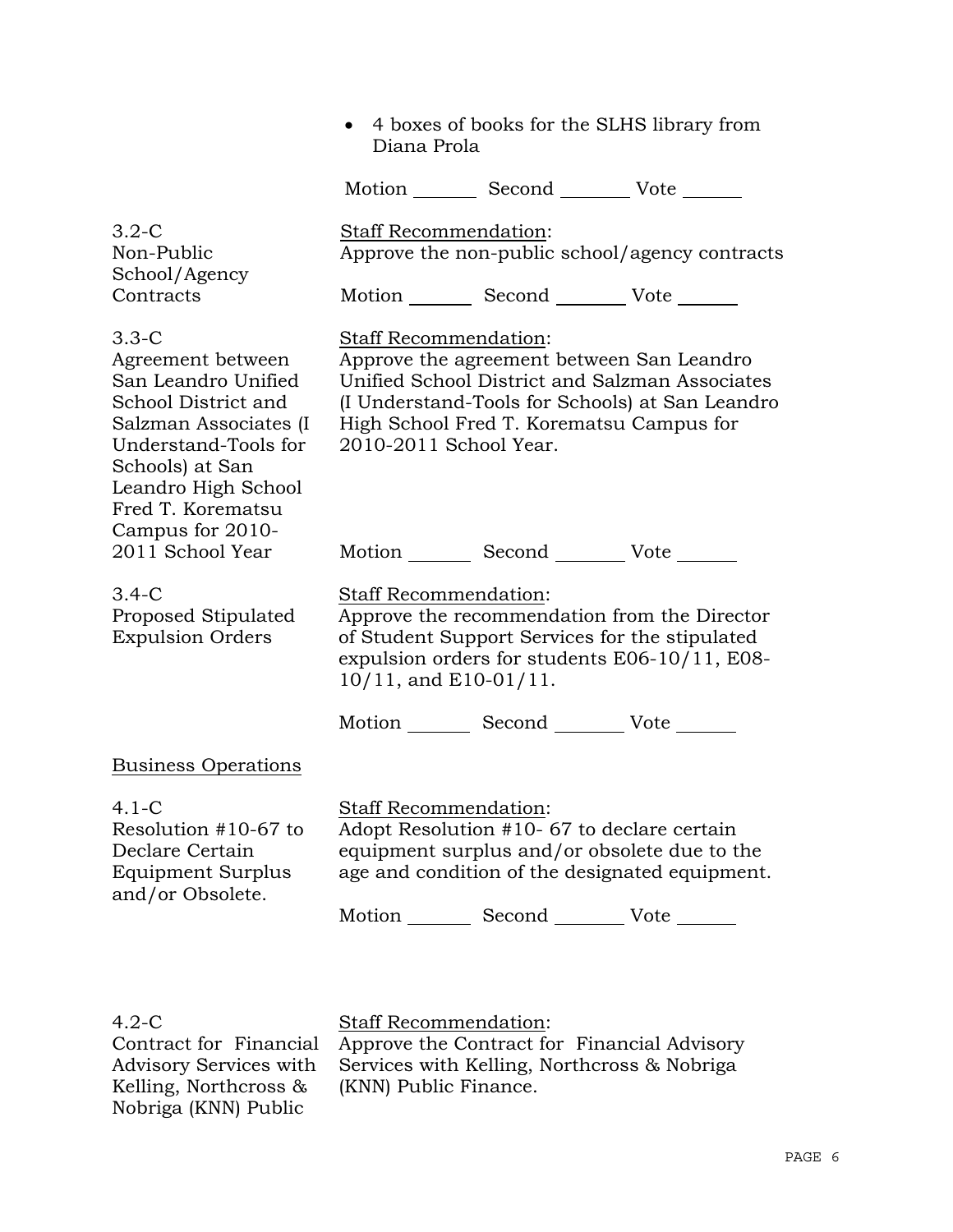- 4 boxes of books for the SLHS library from Diana Prola

Motion _______ Second _______ Vote _______

3.2-C
Non-Public School/Agency Contracts

Staff Recommendation:
Approve the non-public school/agency contracts

Motion _______ Second _______ Vote _______

3.3-C
Agreement between San Leandro Unified School District and Salzman Associates (I Understand-Tools for Schools) at San Leandro High School Fred T. Korematsu Campus for 2010-2011 School Year

Staff Recommendation:
Approve the agreement between San Leandro Unified School District and Salzman Associates (I Understand-Tools for Schools) at San Leandro High School Fred T. Korematsu Campus for 2010-2011 School Year.

Motion _______ Second _______ Vote _______

3.4-C
Proposed Stipulated Expulsion Orders

Staff Recommendation:
Approve the recommendation from the Director of Student Support Services for the stipulated expulsion orders for students E06-10/11, E08-10/11, and E10-01/11.

Motion _______ Second _______ Vote _______

Business Operations

4.1-C
Resolution #10-67 to Declare Certain Equipment Surplus and/or Obsolete.

Staff Recommendation:
Adopt Resolution #10- 67 to declare certain equipment surplus and/or obsolete due to the age and condition of the designated equipment.

Motion _______ Second _______ Vote _______

4.2-C
Contract for Financial Advisory Services with Kelling, Northcross & Nobriga (KNN) Public

Staff Recommendation:
Approve the Contract for Financial Advisory Services with Kelling, Northcross & Nobriga (KNN) Public Finance.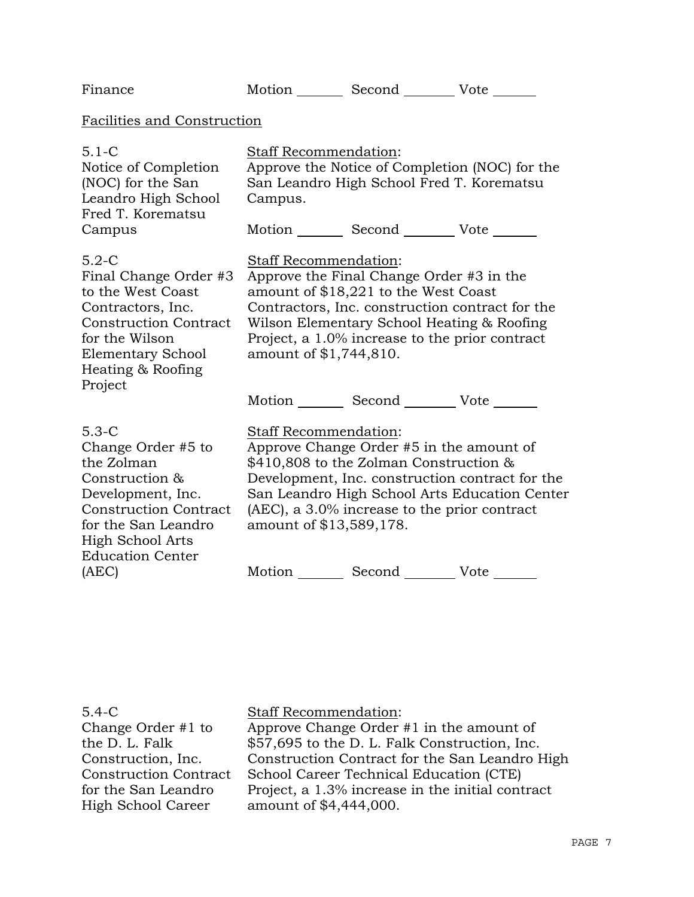Finance Motion _______ Second _______ Vote _______

Facilities and Construction

5.1-C
Notice of Completion (NOC) for the San Leandro High School Fred T. Korematsu Campus

Staff Recommendation:
Approve the Notice of Completion (NOC) for the San Leandro High School Fred T. Korematsu Campus.

Motion _______ Second _______ Vote _______

5.2-C
Final Change Order #3 to the West Coast Contractors, Inc. Construction Contract for the Wilson Elementary School Heating & Roofing Project

Staff Recommendation:
Approve the Final Change Order #3 in the amount of $18,221 to the West Coast Contractors, Inc. construction contract for the Wilson Elementary School Heating & Roofing Project, a 1.0% increase to the prior contract amount of $1,744,810.

Motion _______ Second _______ Vote _______

5.3-C
Change Order #5 to the Zolman Construction & Development, Inc. Construction Contract for the San Leandro High School Arts Education Center (AEC)

Staff Recommendation:
Approve Change Order #5 in the amount of $410,808 to the Zolman Construction & Development, Inc. construction contract for the San Leandro High School Arts Education Center (AEC), a 3.0% increase to the prior contract amount of $13,589,178.

Motion _______ Second _______ Vote _______

5.4-C
Change Order #1 to the D. L. Falk Construction, Inc. Construction Contract for the San Leandro High School Career

Staff Recommendation:
Approve Change Order #1 in the amount of $57,695 to the D. L. Falk Construction, Inc. Construction Contract for the San Leandro High School Career Technical Education (CTE) Project, a 1.3% increase in the initial contract amount of $4,444,000.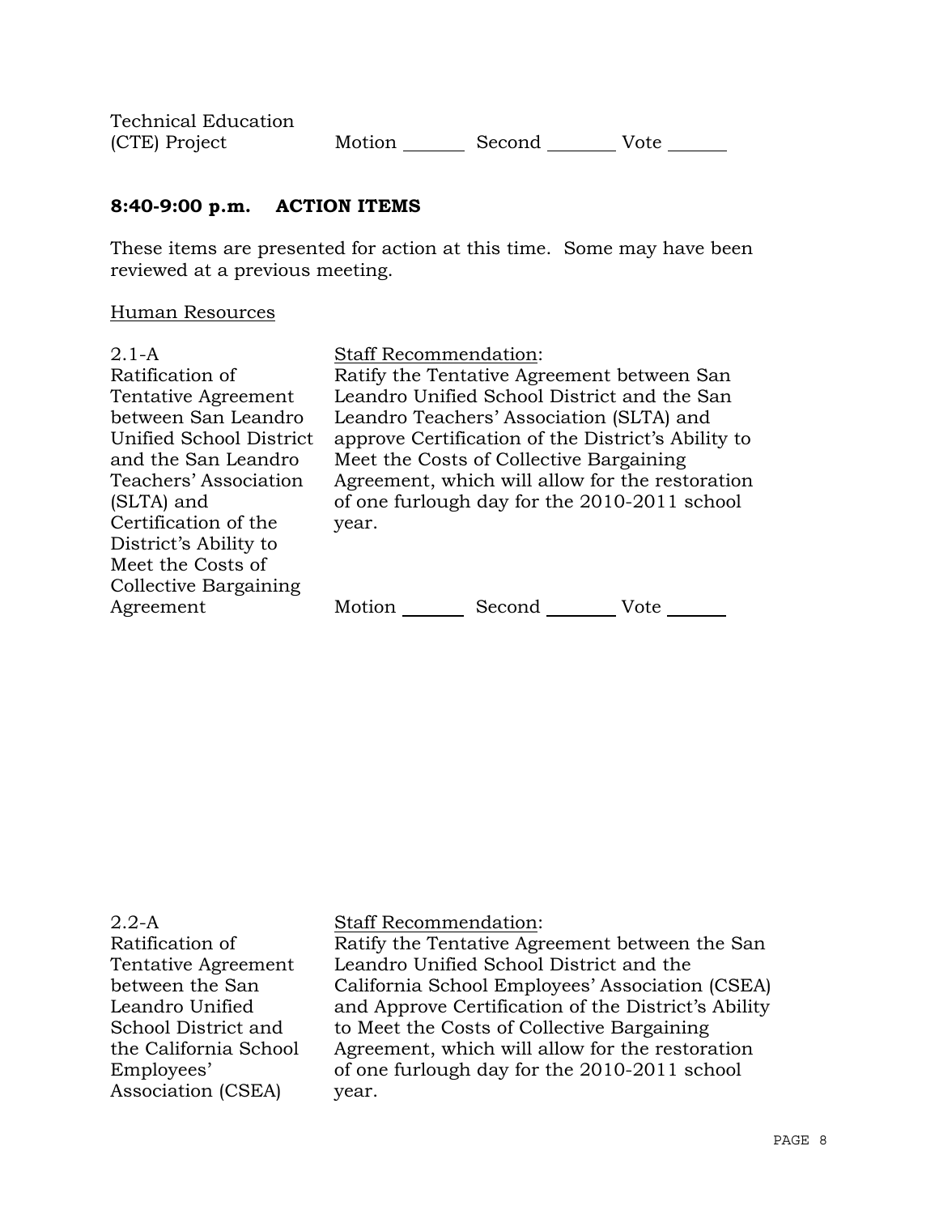Technical Education (CTE) Project — Motion ______ Second ______ Vote ______

**8:40-9:00 p.m. ACTION ITEMS**

These items are presented for action at this time. Some may have been reviewed at a previous meeting.

Human Resources

2.1-A
Ratification of Tentative Agreement between San Leandro Unified School District and the San Leandro Teachers' Association (SLTA) and Certification of the District's Ability to Meet the Costs of Collective Bargaining Agreement

Staff Recommendation:
Ratify the Tentative Agreement between San Leandro Unified School District and the San Leandro Teachers' Association (SLTA) and approve Certification of the District's Ability to Meet the Costs of Collective Bargaining Agreement, which will allow for the restoration of one furlough day for the 2010-2011 school year.

Motion ______ Second ______ Vote ______

2.2-A
Ratification of Tentative Agreement between the San Leandro Unified School District and the California School Employees' Association (CSEA)

Staff Recommendation:
Ratify the Tentative Agreement between the San Leandro Unified School District and the California School Employees' Association (CSEA) and Approve Certification of the District's Ability to Meet the Costs of Collective Bargaining Agreement, which will allow for the restoration of one furlough day for the 2010-2011 school year.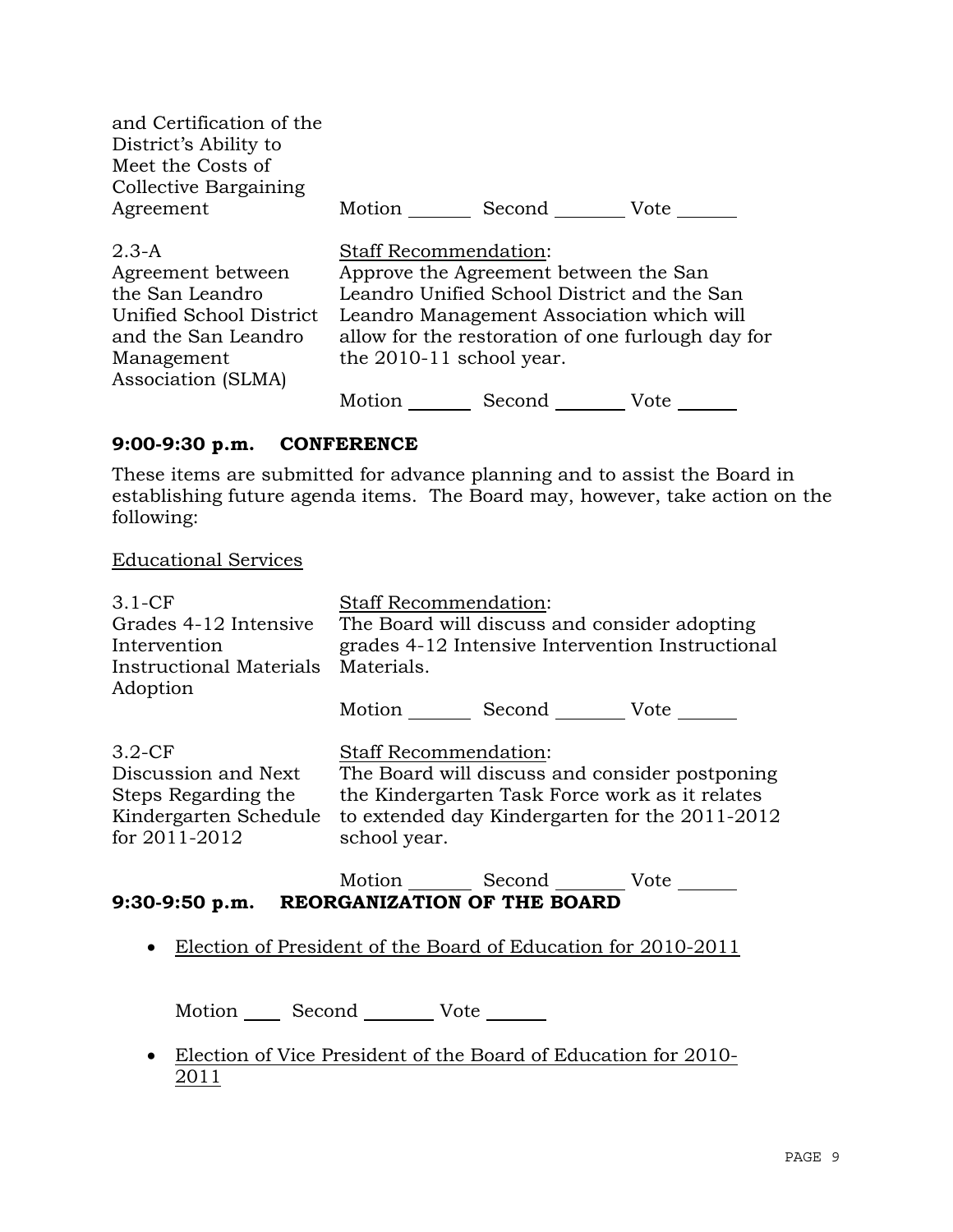| | |
|---|---|
| and Certification of the District's Ability to Meet the Costs of Collective Bargaining Agreement | Motion _______ Second _______ Vote _______ |
| 2.3-A Agreement between the San Leandro Unified School District and the San Leandro Management Association (SLMA) | Staff Recommendation: Approve the Agreement between the San Leandro Unified School District and the San Leandro Management Association which will allow for the restoration of one furlough day for the 2010-11 school year. Motion _______ Second _______ Vote _______ |

**9:00-9:30 p.m. CONFERENCE**

These items are submitted for advance planning and to assist the Board in establishing future agenda items. The Board may, however, take action on the following:

Educational Services

| | |
|---|---|
| 3.1-CF Grades 4-12 Intensive Intervention Instructional Materials Adoption | Staff Recommendation: The Board will discuss and consider adopting grades 4-12 Intensive Intervention Instructional Materials. Motion _______ Second _______ Vote _______ |
| 3.2-CF Discussion and Next Steps Regarding the Kindergarten Schedule for 2011-2012 | Staff Recommendation: The Board will discuss and consider postponing the Kindergarten Task Force work as it relates to extended day Kindergarten for the 2011-2012 school year. Motion _______ Second _______ Vote _______ |

**9:30-9:50 p.m. REORGANIZATION OF THE BOARD**

- Election of President of the Board of Education for 2010-2011

  Motion ____ Second _______ Vote _______

- Election of Vice President of the Board of Education for 2010-2011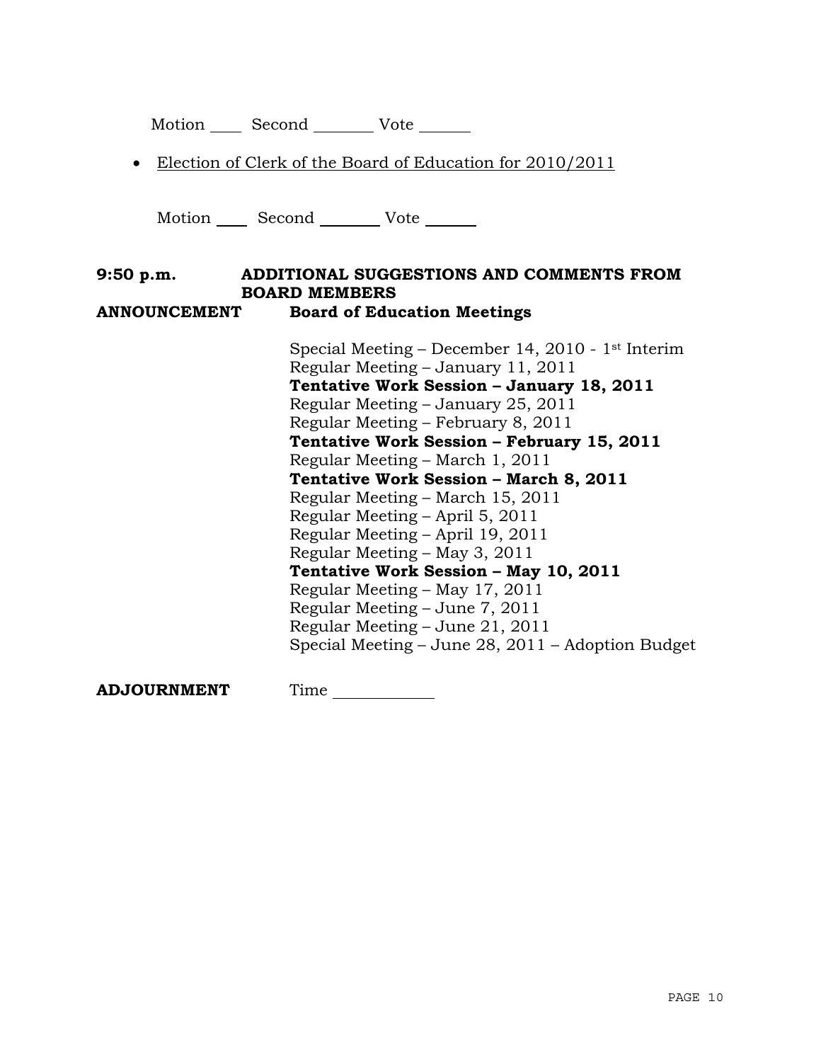Motion ____ Second ________ Vote ______

- Election of Clerk of the Board of Education for 2010/2011

Motion ____ Second ________ Vote ______

**9:50 p.m.** **ADDITIONAL SUGGESTIONS AND COMMENTS FROM BOARD MEMBERS**

**ANNOUNCEMENT** **Board of Education Meetings**

Special Meeting – December 14, 2010 - 1st Interim
Regular Meeting – January 11, 2011
**Tentative Work Session – January 18, 2011**
Regular Meeting – January 25, 2011
Regular Meeting – February 8, 2011
**Tentative Work Session – February 15, 2011**
Regular Meeting – March 1, 2011
**Tentative Work Session – March 8, 2011**
Regular Meeting – March 15, 2011
Regular Meeting – April 5, 2011
Regular Meeting – April 19, 2011
Regular Meeting – May 3, 2011
**Tentative Work Session – May 10, 2011**
Regular Meeting – May 17, 2011
Regular Meeting – June 7, 2011
Regular Meeting – June 21, 2011
Special Meeting – June 28, 2011 – Adoption Budget

**ADJOURNMENT** Time ____________